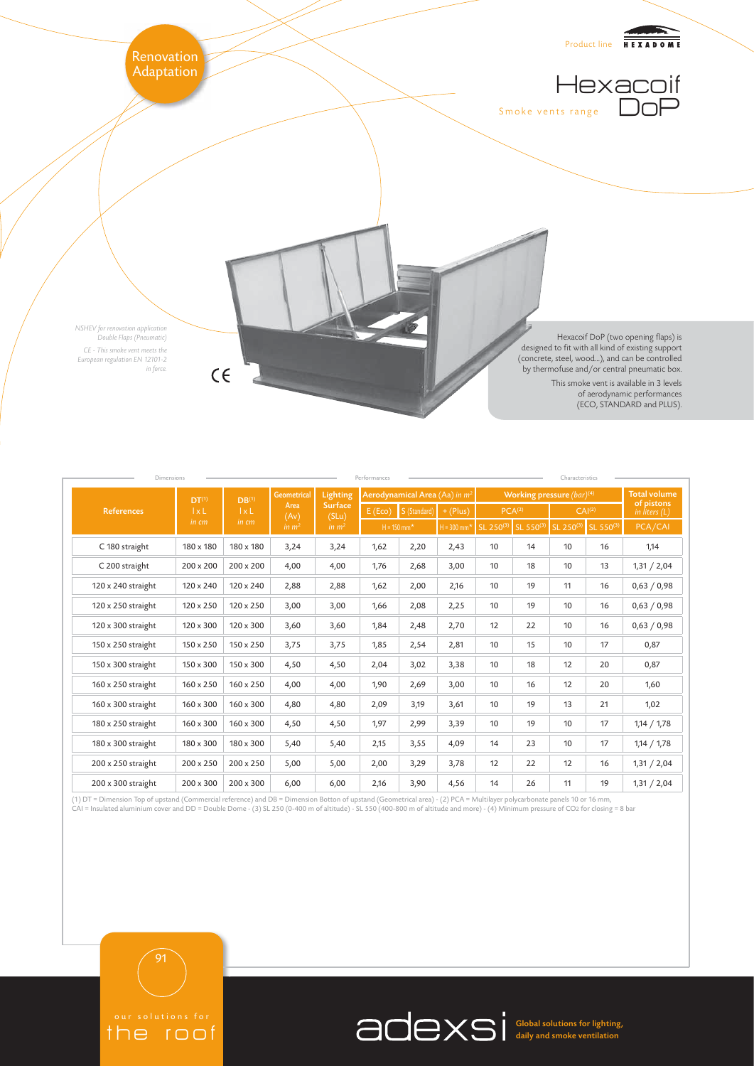Renovation
Adaptation

Product line HEXADOME

# Hexacoif DoP

Smoke vents range

*NSHEV for renovation application*
*Double Flaps (Pneumatic)*

*CE - This smoke vent meets the European regulation EN 12101-2 in force.*

Hexacoif DoP (two opening flaps) is designed to fit with all kind of existing support (concrete, steel, wood...), and can be controlled by thermofuse and/or central pneumatic box.

This smoke vent is available in 3 levels of aerodynamic performances (ECO, STANDARD and PLUS).

| References | DT(1) l x L in cm | DB(1) l x L in cm | Geometrical Area (Av) in $m^2$ | Lighting Surface (SLu) in $m^2$ | Aerodynamical Area (Aa) in $m^2$ | | | Working pressure (bar)(4) | | | | Total volume of pistons in liters (L) |
|---|---|---|---|---|---|---|---|---|---|---|---|---|
| | | | | | E (Eco) | S (Standard) | + (Plus) | PCA(2) | | CAI(2) | | |
| | | | | | H = 150 mm* | | H = 300 mm* | SL 250(3) | SL 550(3) | SL 250(3) | SL 550(3) | PCA/CAI |
| C 180 straight | 180 x 180 | 180 x 180 | 3,24 | 3,24 | 1,62 | 2,20 | 2,43 | 10 | 14 | 10 | 16 | 1,14 |
| C 200 straight | 200 x 200 | 200 x 200 | 4,00 | 4,00 | 1,76 | 2,68 | 3,00 | 10 | 18 | 10 | 13 | 1,31 / 2,04 |
| 120 x 240 straight | 120 x 240 | 120 x 240 | 2,88 | 2,88 | 1,62 | 2,00 | 2,16 | 10 | 19 | 11 | 16 | 0,63 / 0,98 |
| 120 x 250 straight | 120 x 250 | 120 x 250 | 3,00 | 3,00 | 1,66 | 2,08 | 2,25 | 10 | 19 | 10 | 16 | 0,63 / 0,98 |
| 120 x 300 straight | 120 x 300 | 120 x 300 | 3,60 | 3,60 | 1,84 | 2,48 | 2,70 | 12 | 22 | 10 | 16 | 0,63 / 0,98 |
| 150 x 250 straight | 150 x 250 | 150 x 250 | 3,75 | 3,75 | 1,85 | 2,54 | 2,81 | 10 | 15 | 10 | 17 | 0,87 |
| 150 x 300 straight | 150 x 300 | 150 x 300 | 4,50 | 4,50 | 2,04 | 3,02 | 3,38 | 10 | 18 | 12 | 20 | 0,87 |
| 160 x 250 straight | 160 x 250 | 160 x 250 | 4,00 | 4,00 | 1,90 | 2,69 | 3,00 | 10 | 16 | 12 | 20 | 1,60 |
| 160 x 300 straight | 160 x 300 | 160 x 300 | 4,80 | 4,80 | 2,09 | 3,19 | 3,61 | 10 | 19 | 13 | 21 | 1,02 |
| 180 x 250 straight | 160 x 300 | 160 x 300 | 4,50 | 4,50 | 1,97 | 2,99 | 3,39 | 10 | 19 | 10 | 17 | 1,14 / 1,78 |
| 180 x 300 straight | 180 x 300 | 180 x 300 | 5,40 | 5,40 | 2,15 | 3,55 | 4,09 | 14 | 23 | 10 | 17 | 1,14 / 1,78 |
| 200 x 250 straight | 200 x 250 | 200 x 250 | 5,00 | 5,00 | 2,00 | 3,29 | 3,78 | 12 | 22 | 12 | 16 | 1,31 / 2,04 |
| 200 x 300 straight | 200 x 300 | 200 x 300 | 6,00 | 6,00 | 2,16 | 3,90 | 4,56 | 14 | 26 | 11 | 19 | 1,31 / 2,04 |

(1) DT = Dimension Top of upstand (Commercial reference) and DB = Dimension Botton of upstand (Geometrical area) - (2) PCA = Multilayer polycarbonate panels 10 or 16 mm, CAI = Insulated aluminium cover and DD = Double Dome - (3) SL 250 (0-400 m of altitude) - SL 550 (400-800 m of altitude and more) - (4) Minimum pressure of $CO_2$ for closing = 8 bar

our solutions for the roof

adexsi Global solutions for lighting, daily and smoke ventilation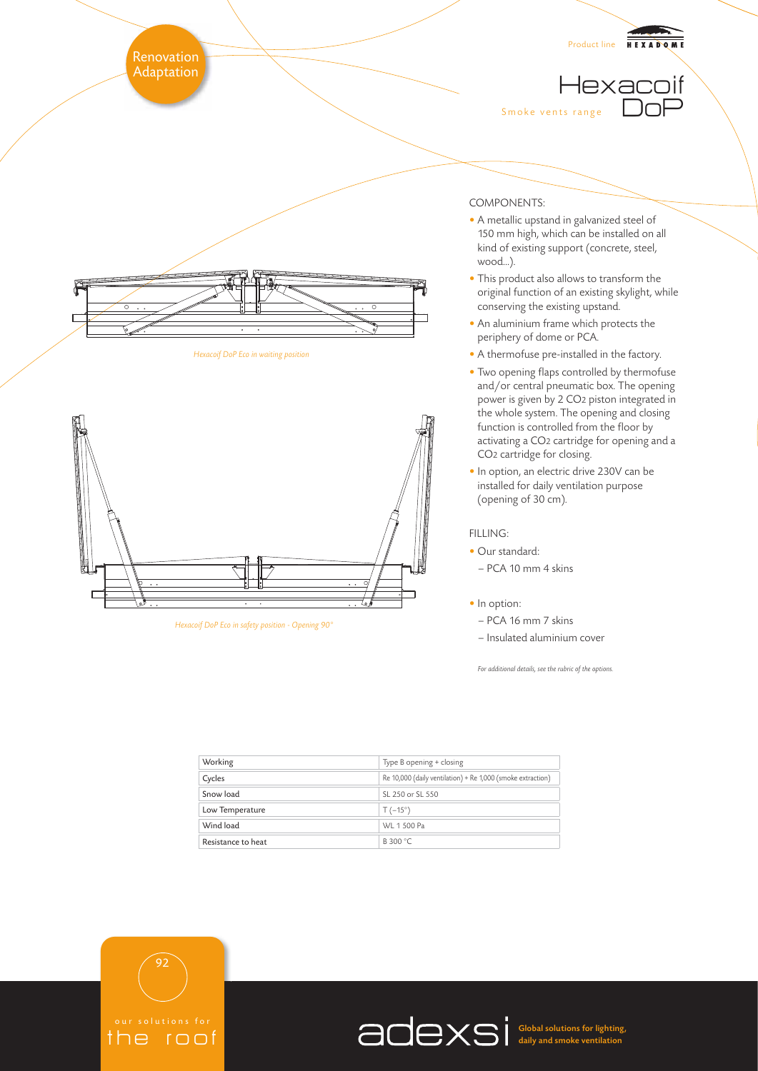Renovation
Adaptation

Product line HEXADOME

# Hexacoif DoP

Smoke vents range

*Hexacoif DoP Eco in waiting position*

*Hexacoif DoP Eco in safety position - Opening 90°*

COMPONENTS:

- A metallic upstand in galvanized steel of 150 mm high, which can be installed on all kind of existing support (concrete, steel, wood...).
- This product also allows to transform the original function of an existing skylight, while conserving the existing upstand.
- An aluminium frame which protects the periphery of dome or PCA.
- A thermofuse pre-installed in the factory.
- Two opening flaps controlled by thermofuse and/or central pneumatic box. The opening power is given by 2 $CO_2$ piston integrated in the whole system. The opening and closing function is controlled from the floor by activating a $CO_2$ cartridge for opening and a $CO_2$ cartridge for closing.
- In option, an electric drive 230V can be installed for daily ventilation purpose (opening of 30 cm).

FILLING:

- Our standard:
  - PCA 10 mm 4 skins
- In option:
  - PCA 16 mm 7 skins
  - Insulated aluminium cover

*For additional details, see the rubric of the options.*

| | |
|---|---|
| Working | Type B opening + closing |
| Cycles | Re 10,000 (daily ventilation) + Re 1,000 (smoke extraction) |
| Snow load | SL 250 or SL 550 |
| Low Temperature | T (−15°) |
| Wind load | WL 1 500 Pa |
| Resistance to heat | B 300 °C |

our solutions for the roof

adexsi Global solutions for lighting, daily and smoke ventilation